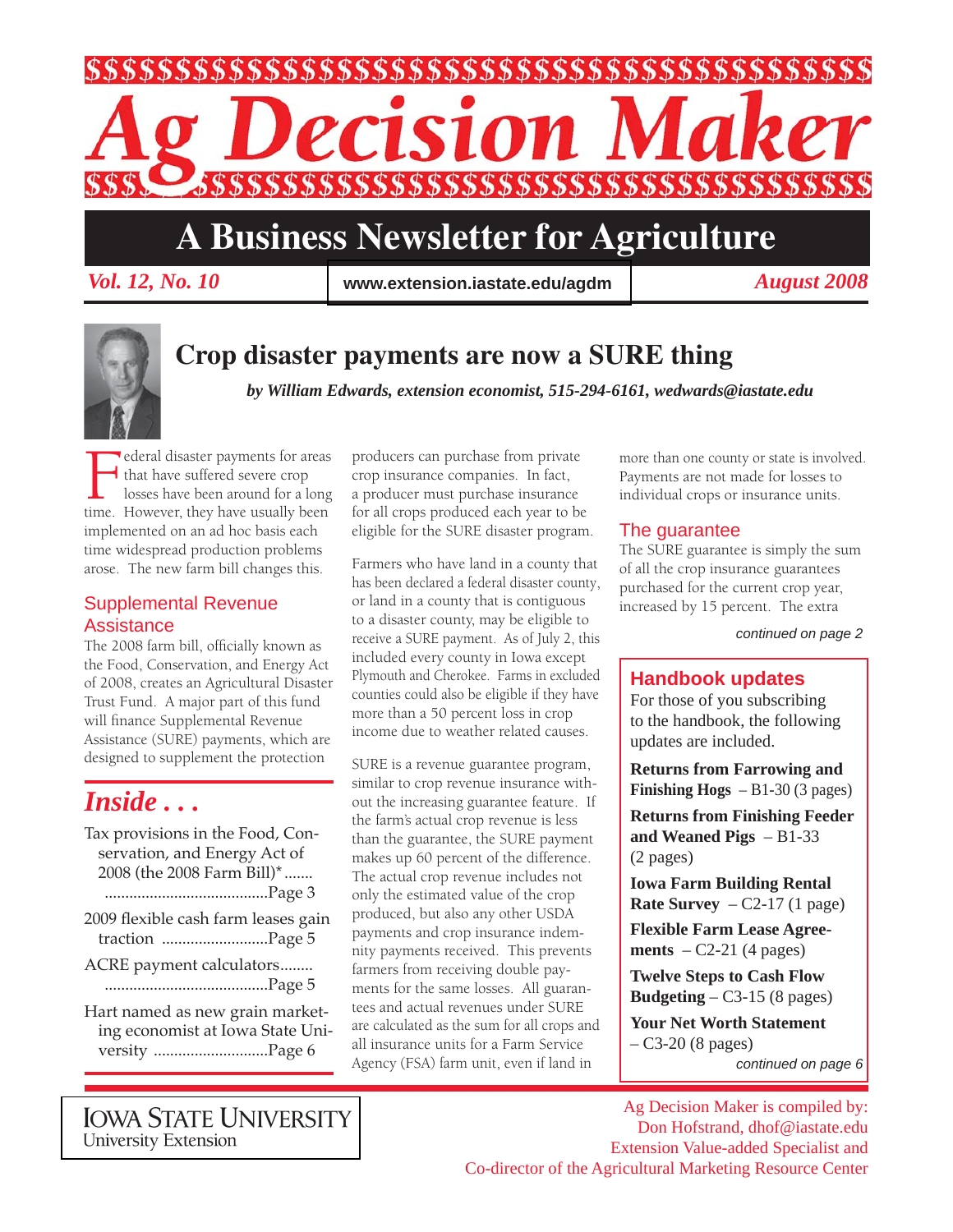# Ag Decision Maker

## A Business Newsletter for Agriculture

*Vol. 12, No. 10* | www.extension.iastate.edu/agdm | *August 2008*

# Crop disaster payments are now a SURE thing

***by William Edwards, extension economist, 515-294-6161, wedwards@iastate.edu***

Federal disaster payments for areas that have suffered severe crop losses have been around for a long time. However, they have usually been implemented on an ad hoc basis each time widespread production problems arose. The new farm bill changes this.

### Supplemental Revenue Assistance

The 2008 farm bill, officially known as the Food, Conservation, and Energy Act of 2008, creates an Agricultural Disaster Trust Fund. A major part of this fund will finance Supplemental Revenue Assistance (SURE) payments, which are designed to supplement the protection producers can purchase from private crop insurance companies. In fact, a producer must purchase insurance for all crops produced each year to be eligible for the SURE disaster program.

Farmers who have land in a county that has been declared a federal disaster county, or land in a county that is contiguous to a disaster county, may be eligible to receive a SURE payment. As of July 2, this included every county in Iowa except Plymouth and Cherokee. Farms in excluded counties could also be eligible if they have more than a 50 percent loss in crop income due to weather related causes.

SURE is a revenue guarantee program, similar to crop revenue insurance without the increasing guarantee feature. If the farm's actual crop revenue is less than the guarantee, the SURE payment makes up 60 percent of the difference. The actual crop revenue includes not only the estimated value of the crop produced, but also any other USDA payments and crop insurance indemnity payments received. This prevents farmers from receiving double payments for the same losses. All guarantees and actual revenues under SURE are calculated as the sum for all crops and all insurance units for a Farm Service Agency (FSA) farm unit, even if land in more than one county or state is involved. Payments are not made for losses to individual crops or insurance units.

### The guarantee

The SURE guarantee is simply the sum of all the crop insurance guarantees purchased for the current crop year, increased by 15 percent. The extra

*continued on page 2*

## *Inside . . .*

- Tax provisions in the Food, Conservation, and Energy Act of 2008 (the 2008 Farm Bill)* ....... Page 3
- 2009 flexible cash farm leases gain traction ....... Page 5
- ACRE payment calculators....... Page 5
- Hart named as new grain marketing economist at Iowa State University ....... Page 6

### Handbook updates

For those of you subscribing to the handbook, the following updates are included.

**Returns from Farrowing and Finishing Hogs** – B1-30 (3 pages)

**Returns from Finishing Feeder and Weaned Pigs** – B1-33 (2 pages)

**Iowa Farm Building Rental Rate Survey** – C2-17 (1 page)

**Flexible Farm Lease Agreements** – C2-21 (4 pages)

**Twelve Steps to Cash Flow Budgeting** – C3-15 (8 pages)

**Your Net Worth Statement** – C3-20 (8 pages)

*continued on page 6*

IOWA STATE UNIVERSITY
University Extension

Ag Decision Maker is compiled by:
Don Hofstrand, dhof@iastate.edu
Extension Value-added Specialist and
Co-director of the Agricultural Marketing Resource Center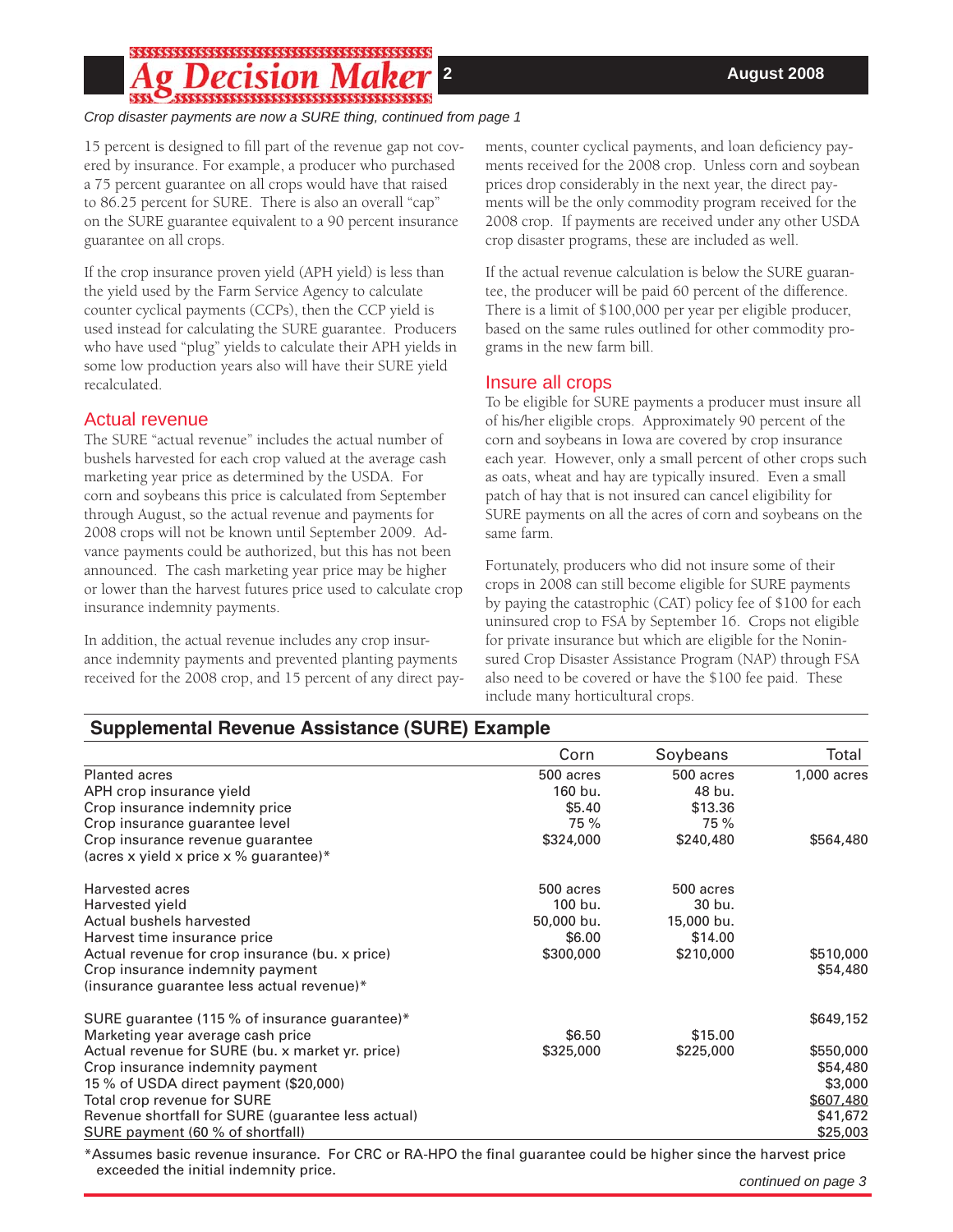*Crop disaster payments are now a SURE thing, continued from page 1*

15 percent is designed to fill part of the revenue gap not covered by insurance. For example, a producer who purchased a 75 percent guarantee on all crops would have that raised to 86.25 percent for SURE. There is also an overall "cap" on the SURE guarantee equivalent to a 90 percent insurance guarantee on all crops.

If the crop insurance proven yield (APH yield) is less than the yield used by the Farm Service Agency to calculate counter cyclical payments (CCPs), then the CCP yield is used instead for calculating the SURE guarantee. Producers who have used "plug" yields to calculate their APH yields in some low production years also will have their SURE yield recalculated.

## Actual revenue

The SURE "actual revenue" includes the actual number of bushels harvested for each crop valued at the average cash marketing year price as determined by the USDA. For corn and soybeans this price is calculated from September through August, so the actual revenue and payments for 2008 crops will not be known until September 2009. Advance payments could be authorized, but this has not been announced. The cash marketing year price may be higher or lower than the harvest futures price used to calculate crop insurance indemnity payments.

In addition, the actual revenue includes any crop insurance indemnity payments and prevented planting payments received for the 2008 crop, and 15 percent of any direct payments, counter cyclical payments, and loan deficiency payments received for the 2008 crop. Unless corn and soybean prices drop considerably in the next year, the direct payments will be the only commodity program received for the 2008 crop. If payments are received under any other USDA crop disaster programs, these are included as well.

If the actual revenue calculation is below the SURE guarantee, the producer will be paid 60 percent of the difference. There is a limit of $100,000 per year per eligible producer, based on the same rules outlined for other commodity programs in the new farm bill.

## Insure all crops

To be eligible for SURE payments a producer must insure all of his/her eligible crops. Approximately 90 percent of the corn and soybeans in Iowa are covered by crop insurance each year. However, only a small percent of other crops such as oats, wheat and hay are typically insured. Even a small patch of hay that is not insured can cancel eligibility for SURE payments on all the acres of corn and soybeans on the same farm.

Fortunately, producers who did not insure some of their crops in 2008 can still become eligible for SURE payments by paying the catastrophic (CAT) policy fee of $100 for each uninsured crop to FSA by September 16. Crops not eligible for private insurance but which are eligible for the Noninsured Crop Disaster Assistance Program (NAP) through FSA also need to be covered or have the $100 fee paid. These include many horticultural crops.

### Supplemental Revenue Assistance (SURE) Example

| | Corn | Soybeans | Total |
|---|---|---|---|
| Planted acres | 500 acres | 500 acres | 1,000 acres |
| APH crop insurance yield | 160 bu. | 48 bu. | |
| Crop insurance indemnity price | $5.40 | $13.36 | |
| Crop insurance guarantee level | 75 % | 75 % | |
| Crop insurance revenue guarantee (acres x yield x price x % guarantee)* | $324,000 | $240,480 | $564,480 |
| Harvested acres | 500 acres | 500 acres | |
| Harvested yield | 100 bu. | 30 bu. | |
| Actual bushels harvested | 50,000 bu. | 15,000 bu. | |
| Harvest time insurance price | $6.00 | $14.00 | |
| Actual revenue for crop insurance (bu. x price) | $300,000 | $210,000 | $510,000 |
| Crop insurance indemnity payment (insurance guarantee less actual revenue)* | | | $54,480 |
| SURE guarantee (115 % of insurance guarantee)* | | | $649,152 |
| Marketing year average cash price | $6.50 | $15.00 | |
| Actual revenue for SURE (bu. x market yr. price) | $325,000 | $225,000 | $550,000 |
| Crop insurance indemnity payment | | | $54,480 |
| 15 % of USDA direct payment ($20,000) | | | $3,000 |
| Total crop revenue for SURE | | | $607,480 |
| Revenue shortfall for SURE (guarantee less actual) | | | $41,672 |
| SURE payment (60 % of shortfall) | | | $25,003 |

*Assumes basic revenue insurance. For CRC or RA-HPO the final guarantee could be higher since the harvest price exceeded the initial indemnity price.

*continued on page 3*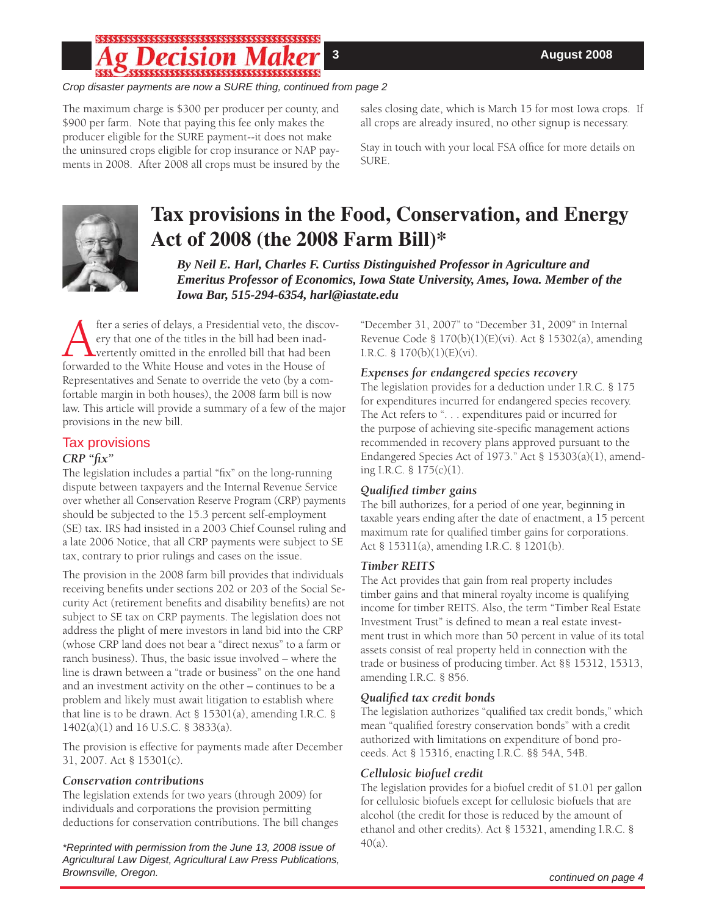*Crop disaster payments are now a SURE thing, continued from page 2*

The maximum charge is $300 per producer per county, and $900 per farm. Note that paying this fee only makes the producer eligible for the SURE payment--it does not make the uninsured crops eligible for crop insurance or NAP payments in 2008. After 2008 all crops must be insured by the sales closing date, which is March 15 for most Iowa crops. If all crops are already insured, no other signup is necessary.

Stay in touch with your local FSA office for more details on SURE.

# Tax provisions in the Food, Conservation, and Energy Act of 2008 (the 2008 Farm Bill)*

***By Neil E. Harl, Charles F. Curtiss Distinguished Professor in Agriculture and Emeritus Professor of Economics, Iowa State University, Ames, Iowa. Member of the Iowa Bar, 515-294-6354, harl@iastate.edu***

After a series of delays, a Presidential veto, the discovery that one of the titles in the bill had been inadvertently omitted in the enrolled bill that had been forwarded to the White House and votes in the House of Representatives and Senate to override the veto (by a comfortable margin in both houses), the 2008 farm bill is now law. This article will provide a summary of a few of the major provisions in the new bill.

## Tax provisions

### *CRP "fix"*

The legislation includes a partial "fix" on the long-running dispute between taxpayers and the Internal Revenue Service over whether all Conservation Reserve Program (CRP) payments should be subjected to the 15.3 percent self-employment (SE) tax. IRS had insisted in a 2003 Chief Counsel ruling and a late 2006 Notice, that all CRP payments were subject to SE tax, contrary to prior rulings and cases on the issue.

The provision in the 2008 farm bill provides that individuals receiving benefits under sections 202 or 203 of the Social Security Act (retirement benefits and disability benefits) are not subject to SE tax on CRP payments. The legislation does not address the plight of mere investors in land bid into the CRP (whose CRP land does not bear a "direct nexus" to a farm or ranch business). Thus, the basic issue involved – where the line is drawn between a "trade or business" on the one hand and an investment activity on the other – continues to be a problem and likely must await litigation to establish where that line is to be drawn. Act § 15301(a), amending I.R.C. § 1402(a)(1) and 16 U.S.C. § 3833(a).

The provision is effective for payments made after December 31, 2007. Act § 15301(c).

### *Conservation contributions*

The legislation extends for two years (through 2009) for individuals and corporations the provision permitting deductions for conservation contributions. The bill changes "December 31, 2007" to "December 31, 2009" in Internal Revenue Code § 170(b)(1)(E)(vi). Act § 15302(a), amending I.R.C. § 170(b)(1)(E)(vi).

### *Expenses for endangered species recovery*

The legislation provides for a deduction under I.R.C. § 175 for expenditures incurred for endangered species recovery. The Act refers to ". . . expenditures paid or incurred for the purpose of achieving site-specific management actions recommended in recovery plans approved pursuant to the Endangered Species Act of 1973." Act § 15303(a)(1), amending I.R.C. § 175(c)(1).

### *Qualified timber gains*

The bill authorizes, for a period of one year, beginning in taxable years ending after the date of enactment, a 15 percent maximum rate for qualified timber gains for corporations. Act § 15311(a), amending I.R.C. § 1201(b).

### *Timber REITS*

The Act provides that gain from real property includes timber gains and that mineral royalty income is qualifying income for timber REITS. Also, the term "Timber Real Estate Investment Trust" is defined to mean a real estate investment trust in which more than 50 percent in value of its total assets consist of real property held in connection with the trade or business of producing timber. Act §§ 15312, 15313, amending I.R.C. § 856.

### *Qualified tax credit bonds*

The legislation authorizes "qualified tax credit bonds," which mean "qualified forestry conservation bonds" with a credit authorized with limitations on expenditure of bond proceeds. Act § 15316, enacting I.R.C. §§ 54A, 54B.

### *Cellulosic biofuel credit*

The legislation provides for a biofuel credit of $1.01 per gallon for cellulosic biofuels except for cellulosic biofuels that are alcohol (the credit for those is reduced by the amount of ethanol and other credits). Act § 15321, amending I.R.C. § 40(a).

*\*Reprinted with permission from the June 13, 2008 issue of Agricultural Law Digest, Agricultural Law Press Publications, Brownsville, Oregon.*

*continued on page 4*